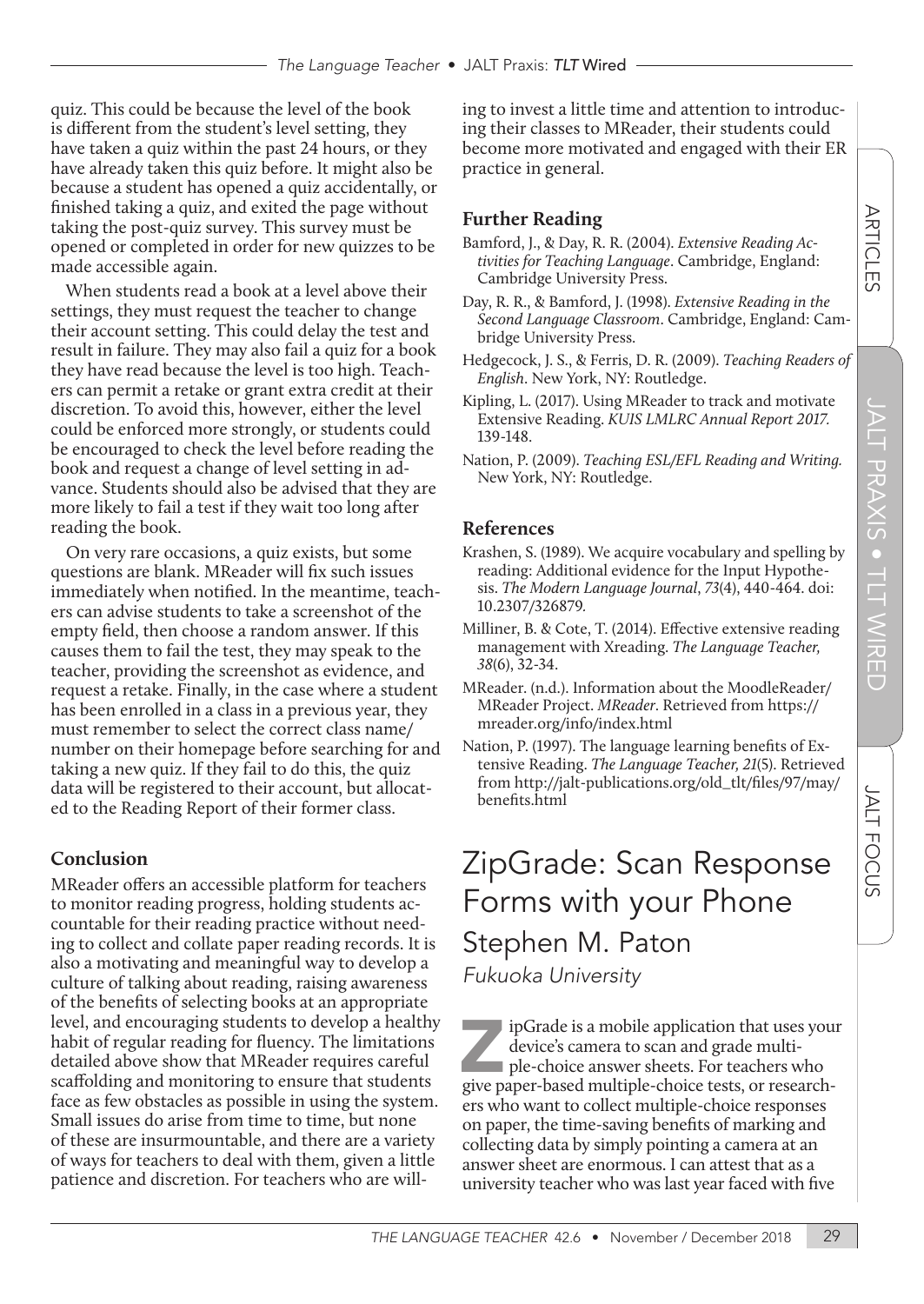quiz. This could be because the level of the book is different from the student's level setting, they have taken a quiz within the past 24 hours, or they have already taken this quiz before. It might also be because a student has opened a quiz accidentally, or finished taking a quiz, and exited the page without taking the post-quiz survey. This survey must be opened or completed in order for new quizzes to be made accessible again.

When students read a book at a level above their settings, they must request the teacher to change their account setting. This could delay the test and result in failure. They may also fail a quiz for a book they have read because the level is too high. Teachers can permit a retake or grant extra credit at their discretion. To avoid this, however, either the level could be enforced more strongly, or students could be encouraged to check the level before reading the book and request a change of level setting in advance. Students should also be advised that they are more likely to fail a test if they wait too long after reading the book.

On very rare occasions, a quiz exists, but some questions are blank. MReader will fix such issues immediately when notified. In the meantime, teachers can advise students to take a screenshot of the empty field, then choose a random answer. If this causes them to fail the test, they may speak to the teacher, providing the screenshot as evidence, and request a retake. Finally, in the case where a student has been enrolled in a class in a previous year, they must remember to select the correct class name/number on their homepage before searching for and taking a new quiz. If they fail to do this, the quiz data will be registered to their account, but allocated to the Reading Report of their former class.

### Conclusion

MReader offers an accessible platform for teachers to monitor reading progress, holding students accountable for their reading practice without needing to collect and collate paper reading records. It is also a motivating and meaningful way to develop a culture of talking about reading, raising awareness of the benefits of selecting books at an appropriate level, and encouraging students to develop a healthy habit of regular reading for fluency. The limitations detailed above show that MReader requires careful scaffolding and monitoring to ensure that students face as few obstacles as possible in using the system. Small issues do arise from time to time, but none of these are insurmountable, and there are a variety of ways for teachers to deal with them, given a little patience and discretion. For teachers who are willing to invest a little time and attention to introducing their classes to MReader, their students could become more motivated and engaged with their ER practice in general.

### Further Reading

Bamford, J., & Day, R. R. (2004). *Extensive Reading Activities for Teaching Language*. Cambridge, England: Cambridge University Press.

Day, R. R., & Bamford, J. (1998). *Extensive Reading in the Second Language Classroom*. Cambridge, England: Cambridge University Press.

Hedgecock, J. S., & Ferris, D. R. (2009). *Teaching Readers of English*. New York, NY: Routledge.

Kipling, L. (2017). Using MReader to track and motivate Extensive Reading. *KUIS LMLRC Annual Report 2017.* 139-148.

Nation, P. (2009). *Teaching ESL/EFL Reading and Writing.* New York, NY: Routledge.

### References

Krashen, S. (1989). We acquire vocabulary and spelling by reading: Additional evidence for the Input Hypothesis. *The Modern Language Journal*, *73*(4), 440-464. doi: 10.2307/326879.

Milliner, B. & Cote, T. (2014). Effective extensive reading management with Xreading. *The Language Teacher, 38*(6), 32-34.

MReader. (n.d.). Information about the MoodleReader/MReader Project. *MReader*. Retrieved from https://mreader.org/info/index.html

Nation, P. (1997). The language learning benefits of Extensive Reading. *The Language Teacher, 21*(5). Retrieved from http://jalt-publications.org/old_tlt/files/97/may/benefits.html

# ZipGrade: Scan Response Forms with your Phone

## Stephen M. Paton

*Fukuoka University*

ZipGrade is a mobile application that uses your device's camera to scan and grade multiple-choice answer sheets. For teachers who give paper-based multiple-choice tests, or researchers who want to collect multiple-choice responses on paper, the time-saving benefits of marking and collecting data by simply pointing a camera at an answer sheet are enormous. I can attest that as a university teacher who was last year faced with five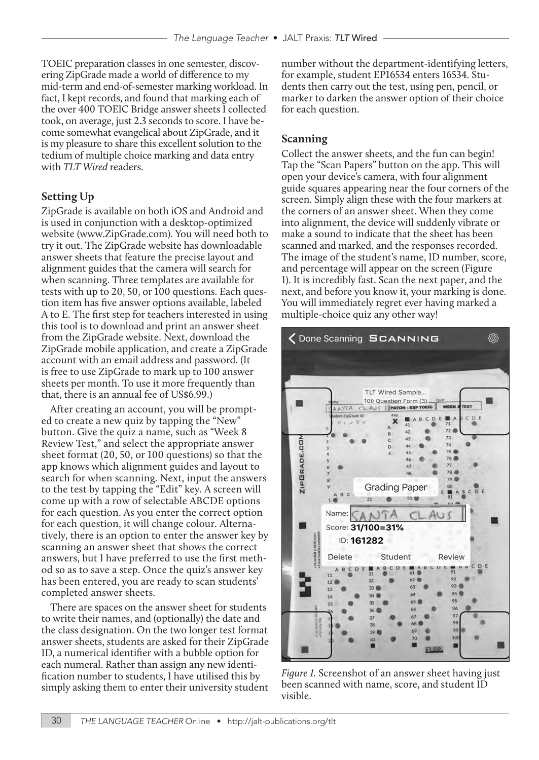TOEIC preparation classes in one semester, discovering ZipGrade made a world of difference to my mid-term and end-of-semester marking workload. In fact, I kept records, and found that marking each of the over 400 TOEIC Bridge answer sheets I collected took, on average, just 2.3 seconds to score. I have become somewhat evangelical about ZipGrade, and it is my pleasure to share this excellent solution to the tedium of multiple choice marking and data entry with *TLT Wired* readers.

### Setting Up

ZipGrade is available on both iOS and Android and is used in conjunction with a desktop-optimized website (www.ZipGrade.com). You will need both to try it out. The ZipGrade website has downloadable answer sheets that feature the precise layout and alignment guides that the camera will search for when scanning. Three templates are available for tests with up to 20, 50, or 100 questions. Each question item has five answer options available, labeled A to E. The first step for teachers interested in using this tool is to download and print an answer sheet from the ZipGrade website. Next, download the ZipGrade mobile application, and create a ZipGrade account with an email address and password. (It is free to use ZipGrade to mark up to 100 answer sheets per month. To use it more frequently than that, there is an annual fee of US$6.99.)

After creating an account, you will be prompted to create a new quiz by tapping the "New" button. Give the quiz a name, such as "Week 8 Review Test," and select the appropriate answer sheet format (20, 50, or 100 questions) so that the app knows which alignment guides and layout to search for when scanning. Next, input the answers to the test by tapping the "Edit" key. A screen will come up with a row of selectable ABCDE options for each question. As you enter the correct option for each question, it will change colour. Alternatively, there is an option to enter the answer key by scanning an answer sheet that shows the correct answers, but I have preferred to use the first method so as to save a step. Once the quiz's answer key has been entered, you are ready to scan students' completed answer sheets.

There are spaces on the answer sheet for students to write their names, and (optionally) the date and the class designation. On the two longer test format answer sheets, students are asked for their ZipGrade ID, a numerical identifier with a bubble option for each numeral. Rather than assign any new identification number to students, I have utilised this by simply asking them to enter their university student number without the department-identifying letters, for example, student EP16534 enters 16534. Students then carry out the test, using pen, pencil, or marker to darken the answer option of their choice for each question.

### Scanning

Collect the answer sheets, and the fun can begin! Tap the "Scan Papers" button on the app. This will open your device's camera, with four alignment guide squares appearing near the four corners of the screen. Simply align these with the four markers at the corners of an answer sheet. When they come into alignment, the device will suddenly vibrate or make a sound to indicate that the sheet has been scanned and marked, and the responses recorded. The image of the student's name, ID number, score, and percentage will appear on the screen (Figure 1). It is incredibly fast. Scan the next paper, and the next, and before you know it, your marking is done. You will immediately regret ever having marked a multiple-choice quiz any other way!

*Figure 1.* Screenshot of an answer sheet having just been scanned with name, score, and student ID visible.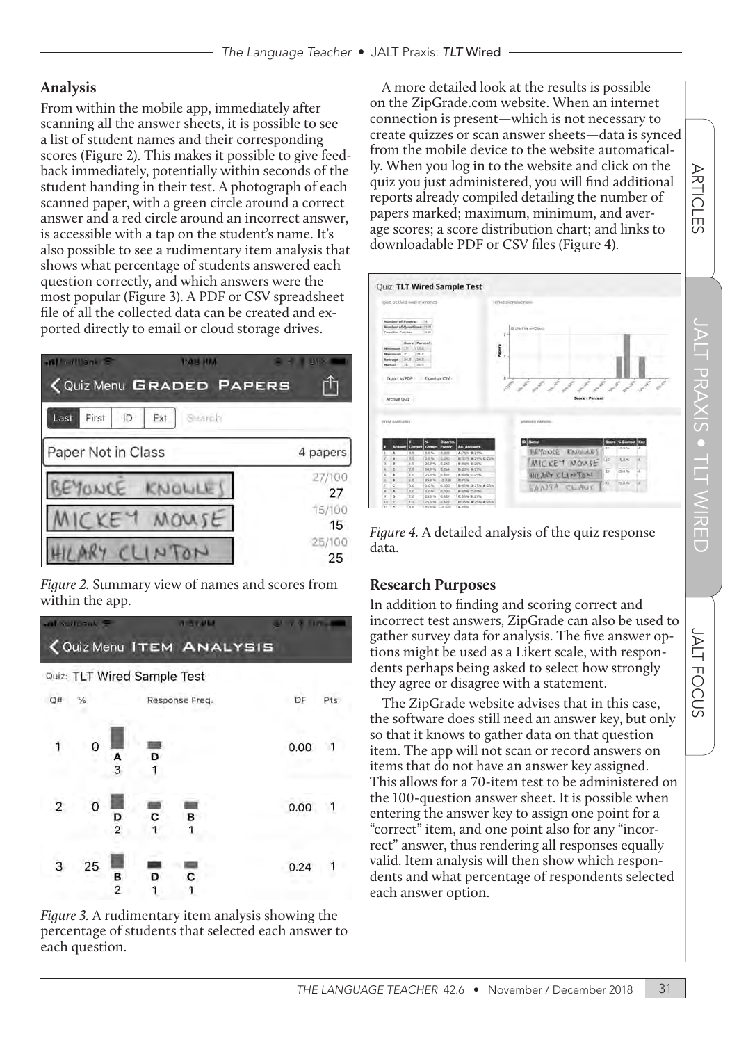## Analysis

From within the mobile app, immediately after scanning all the answer sheets, it is possible to see a list of student names and their corresponding scores (Figure 2). This makes it possible to give feedback immediately, potentially within seconds of the student handing in their test. A photograph of each scanned paper, with a green circle around a correct answer and a red circle around an incorrect answer, is accessible with a tap on the student's name. It's also possible to see a rudimentary item analysis that shows what percentage of students answered each question correctly, and which answers were the most popular (Figure 3). A PDF or CSV spreadsheet file of all the collected data can be created and exported directly to email or cloud storage drives.

*Figure 2.* Summary view of names and scores from within the app.

*Figure 3.* A rudimentary item analysis showing the percentage of students that selected each answer to each question.

A more detailed look at the results is possible on the ZipGrade.com website. When an internet connection is present—which is not necessary to create quizzes or scan answer sheets—data is synced from the mobile device to the website automatically. When you log in to the website and click on the quiz you just administered, you will find additional reports already compiled detailing the number of papers marked; maximum, minimum, and average scores; a score distribution chart; and links to downloadable PDF or CSV files (Figure 4).

*Figure 4.* A detailed analysis of the quiz response data.

## Research Purposes

In addition to finding and scoring correct and incorrect test answers, ZipGrade can also be used to gather survey data for analysis. The five answer options might be used as a Likert scale, with respondents perhaps being asked to select how strongly they agree or disagree with a statement.

The ZipGrade website advises that in this case, the software does still need an answer key, but only so that it knows to gather data on that question item. The app will not scan or record answers on items that do not have an answer key assigned. This allows for a 70-item test to be administered on the 100-question answer sheet. It is possible when entering the answer key to assign one point for a "correct" item, and one point also for any "incorrect" answer, thus rendering all responses equally valid. Item analysis will then show which respondents and what percentage of respondents selected each answer option.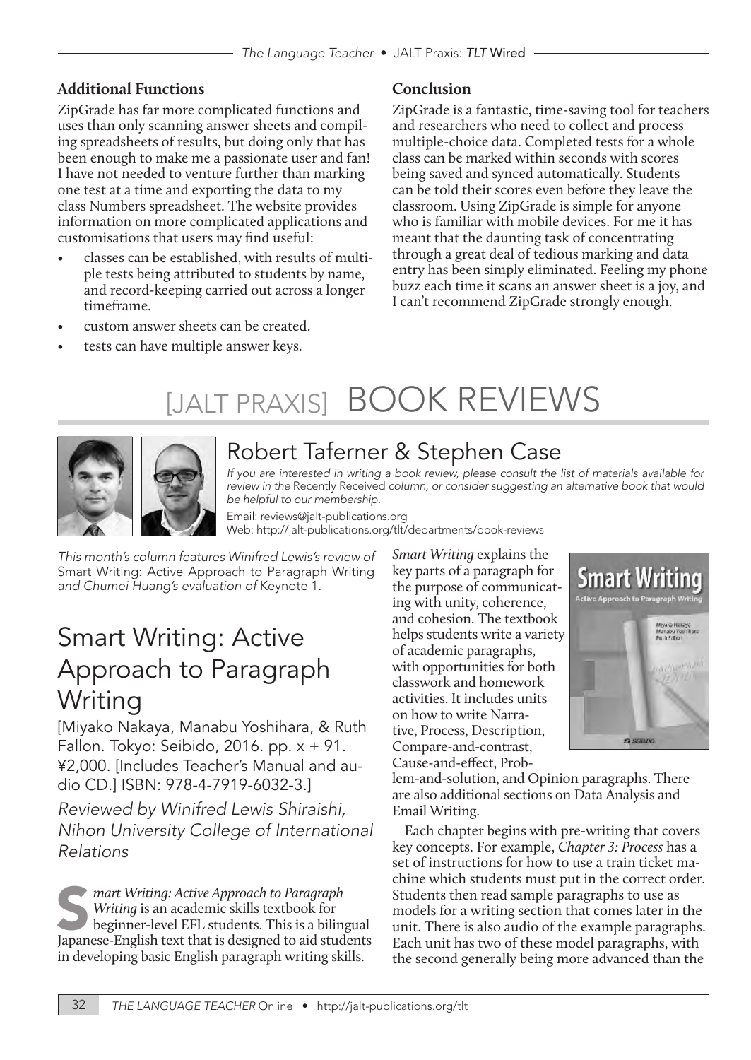### Additional Functions

ZipGrade has far more complicated functions and uses than only scanning answer sheets and compiling spreadsheets of results, but doing only that has been enough to make me a passionate user and fan! I have not needed to venture further than marking one test at a time and exporting the data to my class Numbers spreadsheet. The website provides information on more complicated applications and customisations that users may find useful:

- classes can be established, with results of multiple tests being attributed to students by name, and record-keeping carried out across a longer timeframe.
- custom answer sheets can be created.
- tests can have multiple answer keys.

### Conclusion

ZipGrade is a fantastic, time-saving tool for teachers and researchers who need to collect and process multiple-choice data. Completed tests for a whole class can be marked within seconds with scores being saved and synced automatically. Students can be told their scores even before they leave the classroom. Using ZipGrade is simple for anyone who is familiar with mobile devices. For me it has meant that the daunting task of concentrating through a great deal of tedious marking and data entry has been simply eliminated. Feeling my phone buzz each time it scans an answer sheet is a joy, and I can't recommend ZipGrade strongly enough.

# [JALT PRAXIS] BOOK REVIEWS

## Robert Taferner & Stephen Case

*If you are interested in writing a book review, please consult the list of materials available for review in the* Recently Received *column, or consider suggesting an alternative book that would be helpful to our membership.*

Email: reviews@jalt-publications.org
Web: http://jalt-publications.org/tlt/departments/book-reviews

*This month's column features Winifred Lewis's review of* Smart Writing: Active Approach to Paragraph Writing *and Chumei Huang's evaluation of* Keynote 1.

## Smart Writing: Active Approach to Paragraph Writing

[Miyako Nakaya, Manabu Yoshihara, & Ruth Fallon. Tokyo: Seibido, 2016. pp. x + 91. ¥2,000. [Includes Teacher's Manual and audio CD.] ISBN: 978-4-7919-6032-3.]

*Reviewed by Winifred Lewis Shiraishi, Nihon University College of International Relations*

*Smart Writing: Active Approach to Paragraph Writing* is an academic skills textbook for beginner-level EFL students. This is a bilingual Japanese-English text that is designed to aid students in developing basic English paragraph writing skills.

*Smart Writing* explains the key parts of a paragraph for the purpose of communicating with unity, coherence, and cohesion. The textbook helps students write a variety of academic paragraphs, with opportunities for both classwork and homework activities. It includes units on how to write Narrative, Process, Description, Compare-and-contrast, Cause-and-effect, Problem-and-solution, and Opinion paragraphs. There are also additional sections on Data Analysis and Email Writing.

Each chapter begins with pre-writing that covers key concepts. For example, *Chapter 3: Process* has a set of instructions for how to use a train ticket machine which students must put in the correct order. Students then read sample paragraphs to use as models for a writing section that comes later in the unit. There is also audio of the example paragraphs. Each unit has two of these model paragraphs, with the second generally being more advanced than the